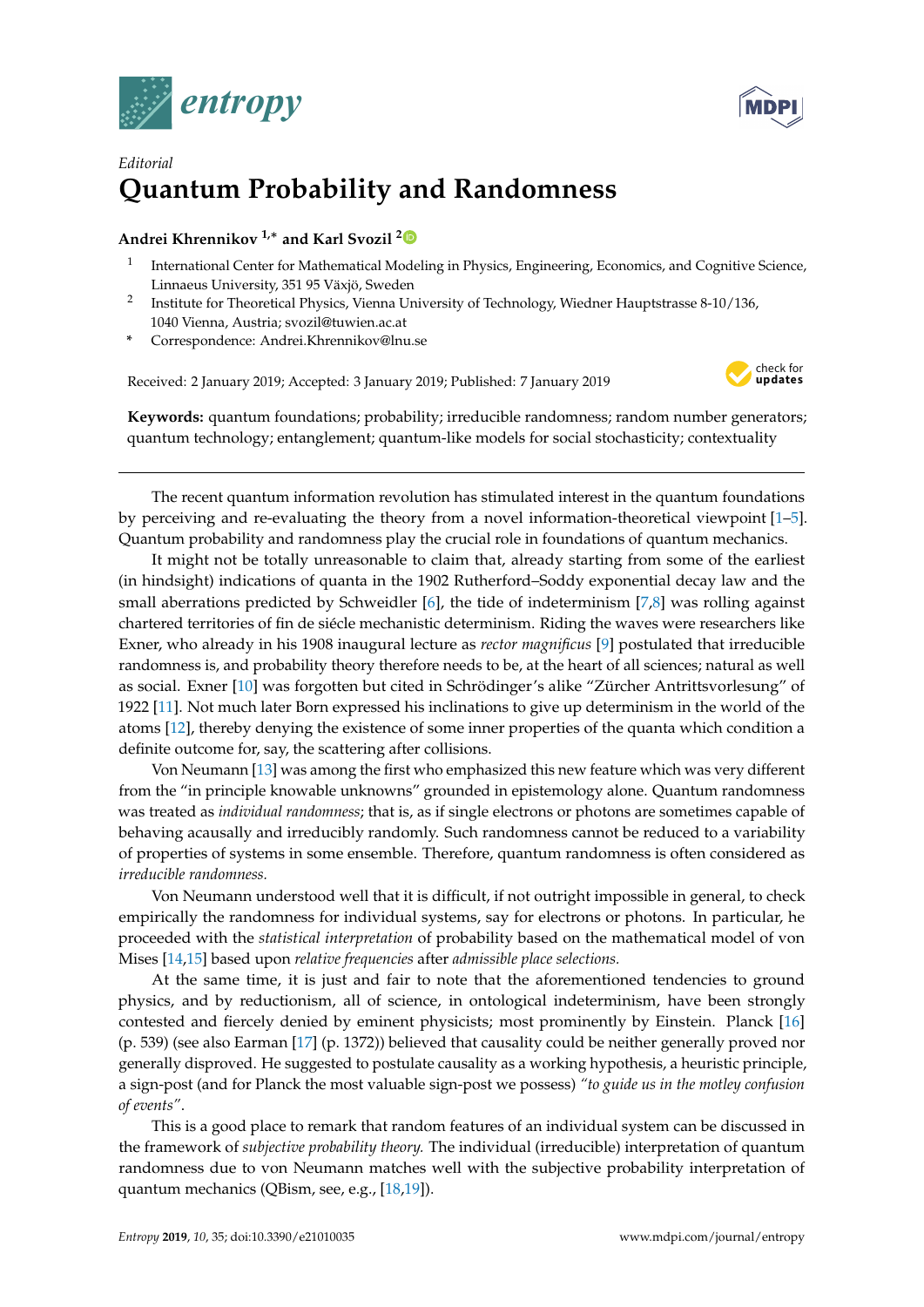Editorial

# Quantum Probability and Randomness

**Andrei Khrennikov [1,*] and Karl Svozil [2]**

1 International Center for Mathematical Modeling in Physics, Engineering, Economics, and Cognitive Science, Linnaeus University, 351 95 Växjö, Sweden

2 Institute for Theoretical Physics, Vienna University of Technology, Wiedner Hauptstrasse 8-10/136, 1040 Vienna, Austria; svozil@tuwien.ac.at

* Correspondence: Andrei.Khrennikov@lnu.se

Received: 2 January 2019; Accepted: 3 January 2019; Published: 7 January 2019

**Keywords:** quantum foundations; probability; irreducible randomness; random number generators; quantum technology; entanglement; quantum-like models for social stochasticity; contextuality

---

The recent quantum information revolution has stimulated interest in the quantum foundations by perceiving and re-evaluating the theory from a novel information-theoretical viewpoint [1–5]. Quantum probability and randomness play the crucial role in foundations of quantum mechanics.

It might not be totally unreasonable to claim that, already starting from some of the earliest (in hindsight) indications of quanta in the 1902 Rutherford–Soddy exponential decay law and the small aberrations predicted by Schweidler [6], the tide of indeterminism [7,8] was rolling against chartered territories of fin de siécle mechanistic determinism. Riding the waves were researchers like Exner, who already in his 1908 inaugural lecture as *rector magnificus* [9] postulated that irreducible randomness is, and probability theory therefore needs to be, at the heart of all sciences; natural as well as social. Exner [10] was forgotten but cited in Schrödinger's alike "Zürcher Antrittsvorlesung" of 1922 [11]. Not much later Born expressed his inclinations to give up determinism in the world of the atoms [12], thereby denying the existence of some inner properties of the quanta which condition a definite outcome for, say, the scattering after collisions.

Von Neumann [13] was among the first who emphasized this new feature which was very different from the "in principle knowable unknowns" grounded in epistemology alone. Quantum randomness was treated as *individual randomness*; that is, as if single electrons or photons are sometimes capable of behaving acausally and irreducibly randomly. Such randomness cannot be reduced to a variability of properties of systems in some ensemble. Therefore, quantum randomness is often considered as *irreducible randomness.*

Von Neumann understood well that it is difficult, if not outright impossible in general, to check empirically the randomness for individual systems, say for electrons or photons. In particular, he proceeded with the *statistical interpretation* of probability based on the mathematical model of von Mises [14,15] based upon *relative frequencies* after *admissible place selections.*

At the same time, it is just and fair to note that the aforementioned tendencies to ground physics, and by reductionism, all of science, in ontological indeterminism, have been strongly contested and fiercely denied by eminent physicists; most prominently by Einstein. Planck [16] (p. 539) (see also Earman [17] (p. 1372)) believed that causality could be neither generally proved nor generally disproved. He suggested to postulate causality as a working hypothesis, a heuristic principle, a sign-post (and for Planck the most valuable sign-post we possess) *"to guide us in the motley confusion of events"*.

This is a good place to remark that random features of an individual system can be discussed in the framework of *subjective probability theory.* The individual (irreducible) interpretation of quantum randomness due to von Neumann matches well with the subjective probability interpretation of quantum mechanics (QBism, see, e.g., [18,19]).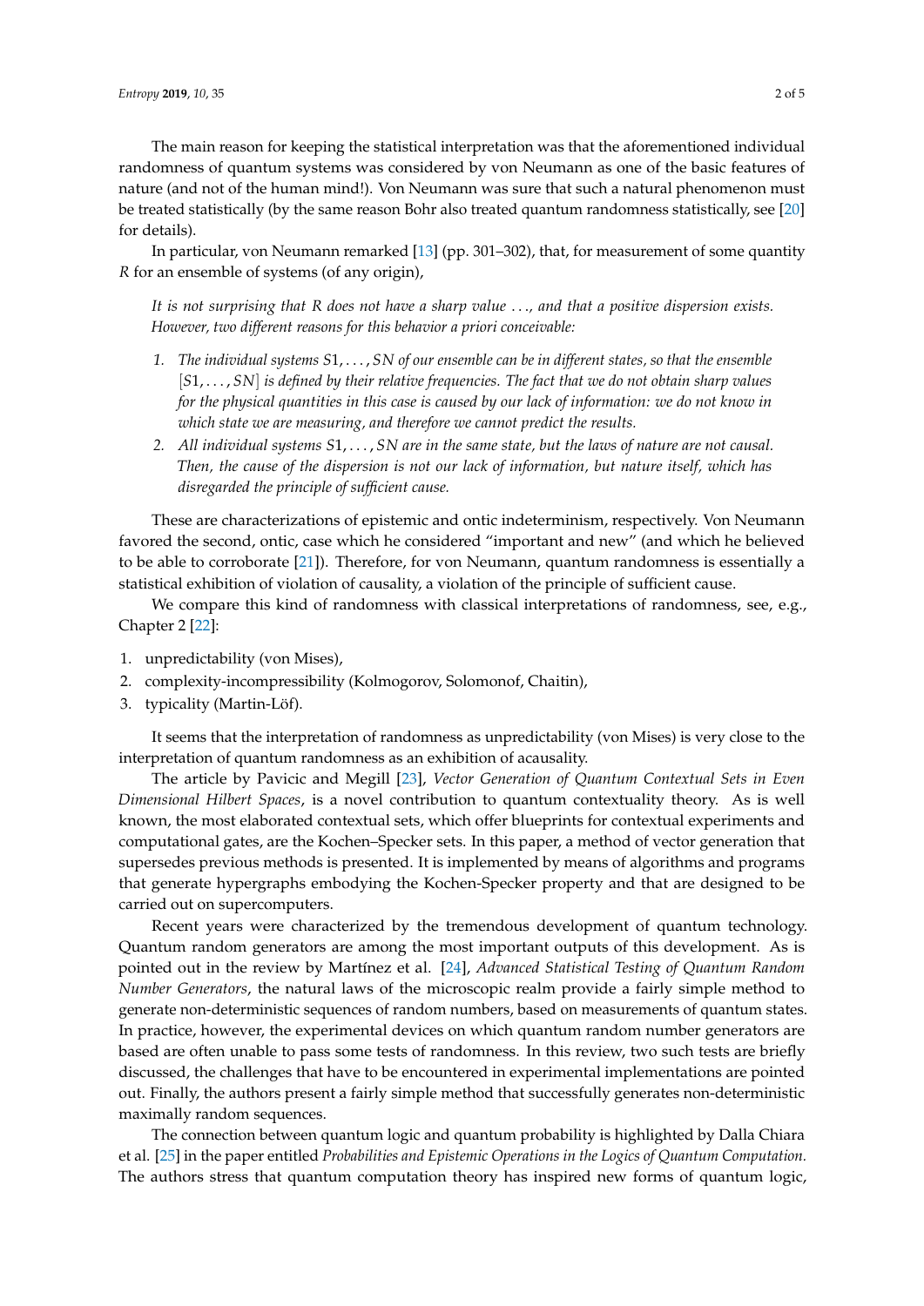The main reason for keeping the statistical interpretation was that the aforementioned individual randomness of quantum systems was considered by von Neumann as one of the basic features of nature (and not of the human mind!). Von Neumann was sure that such a natural phenomenon must be treated statistically (by the same reason Bohr also treated quantum randomness statistically, see [20] for details).

In particular, von Neumann remarked [13] (pp. 301–302), that, for measurement of some quantity $R$ for an ensemble of systems (of any origin),

> *It is not surprising that R does not have a sharp value ..., and that a positive dispersion exists. However, two different reasons for this behavior a priori conceivable:*
>
> 1. *The individual systems $S1, \ldots, SN$ of our ensemble can be in different states, so that the ensemble $[S1, \ldots, SN]$ is defined by their relative frequencies. The fact that we do not obtain sharp values for the physical quantities in this case is caused by our lack of information: we do not know in which state we are measuring, and therefore we cannot predict the results.*
> 2. *All individual systems $S1, \ldots, SN$ are in the same state, but the laws of nature are not causal. Then, the cause of the dispersion is not our lack of information, but nature itself, which has disregarded the principle of sufficient cause.*

These are characterizations of epistemic and ontic indeterminism, respectively. Von Neumann favored the second, ontic, case which he considered "important and new" (and which he believed to be able to corroborate [21]). Therefore, for von Neumann, quantum randomness is essentially a statistical exhibition of violation of causality, a violation of the principle of sufficient cause.

We compare this kind of randomness with classical interpretations of randomness, see, e.g., Chapter 2 [22]:

1. unpredictability (von Mises),
2. complexity-incompressibility (Kolmogorov, Solomonof, Chaitin),
3. typicality (Martin-Löf).

It seems that the interpretation of randomness as unpredictability (von Mises) is very close to the interpretation of quantum randomness as an exhibition of acausality.

The article by Pavicic and Megill [23], *Vector Generation of Quantum Contextual Sets in Even Dimensional Hilbert Spaces*, is a novel contribution to quantum contextuality theory. As is well known, the most elaborated contextual sets, which offer blueprints for contextual experiments and computational gates, are the Kochen–Specker sets. In this paper, a method of vector generation that supersedes previous methods is presented. It is implemented by means of algorithms and programs that generate hypergraphs embodying the Kochen-Specker property and that are designed to be carried out on supercomputers.

Recent years were characterized by the tremendous development of quantum technology. Quantum random generators are among the most important outputs of this development. As is pointed out in the review by Martínez et al. [24], *Advanced Statistical Testing of Quantum Random Number Generators*, the natural laws of the microscopic realm provide a fairly simple method to generate non-deterministic sequences of random numbers, based on measurements of quantum states. In practice, however, the experimental devices on which quantum random number generators are based are often unable to pass some tests of randomness. In this review, two such tests are briefly discussed, the challenges that have to be encountered in experimental implementations are pointed out. Finally, the authors present a fairly simple method that successfully generates non-deterministic maximally random sequences.

The connection between quantum logic and quantum probability is highlighted by Dalla Chiara et al. [25] in the paper entitled *Probabilities and Epistemic Operations in the Logics of Quantum Computation.* The authors stress that quantum computation theory has inspired new forms of quantum logic,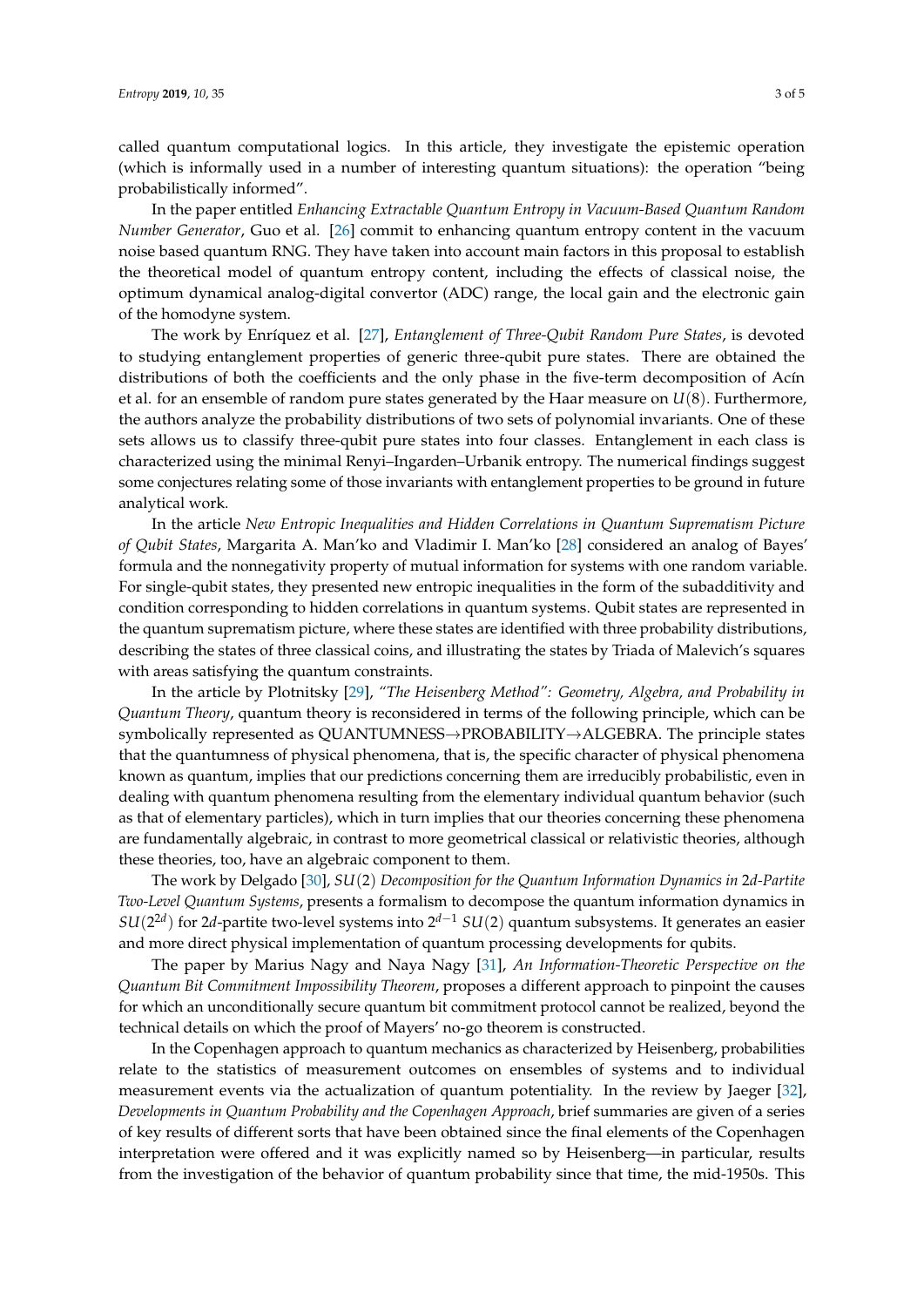called quantum computational logics. In this article, they investigate the epistemic operation (which is informally used in a number of interesting quantum situations): the operation "being probabilistically informed".

In the paper entitled *Enhancing Extractable Quantum Entropy in Vacuum-Based Quantum Random Number Generator*, Guo et al. [26] commit to enhancing quantum entropy content in the vacuum noise based quantum RNG. They have taken into account main factors in this proposal to establish the theoretical model of quantum entropy content, including the effects of classical noise, the optimum dynamical analog-digital convertor (ADC) range, the local gain and the electronic gain of the homodyne system.

The work by Enríquez et al. [27], *Entanglement of Three-Qubit Random Pure States*, is devoted to studying entanglement properties of generic three-qubit pure states. There are obtained the distributions of both the coefficients and the only phase in the five-term decomposition of Acín et al. for an ensemble of random pure states generated by the Haar measure on $U(8)$. Furthermore, the authors analyze the probability distributions of two sets of polynomial invariants. One of these sets allows us to classify three-qubit pure states into four classes. Entanglement in each class is characterized using the minimal Renyi–Ingarden–Urbanik entropy. The numerical findings suggest some conjectures relating some of those invariants with entanglement properties to be ground in future analytical work.

In the article *New Entropic Inequalities and Hidden Correlations in Quantum Suprematism Picture of Qubit States*, Margarita A. Man'ko and Vladimir I. Man'ko [28] considered an analog of Bayes' formula and the nonnegativity property of mutual information for systems with one random variable. For single-qubit states, they presented new entropic inequalities in the form of the subadditivity and condition corresponding to hidden correlations in quantum systems. Qubit states are represented in the quantum suprematism picture, where these states are identified with three probability distributions, describing the states of three classical coins, and illustrating the states by Triada of Malevich's squares with areas satisfying the quantum constraints.

In the article by Plotnitsky [29], *"The Heisenberg Method": Geometry, Algebra, and Probability in Quantum Theory*, quantum theory is reconsidered in terms of the following principle, which can be symbolically represented as QUANTUMNESS→PROBABILITY→ALGEBRA. The principle states that the quantumness of physical phenomena, that is, the specific character of physical phenomena known as quantum, implies that our predictions concerning them are irreducibly probabilistic, even in dealing with quantum phenomena resulting from the elementary individual quantum behavior (such as that of elementary particles), which in turn implies that our theories concerning these phenomena are fundamentally algebraic, in contrast to more geometrical classical or relativistic theories, although these theories, too, have an algebraic component to them.

The work by Delgado [30], *$SU(2)$ Decomposition for the Quantum Information Dynamics in $2d$-Partite Two-Level Quantum Systems*, presents a formalism to decompose the quantum information dynamics in $SU(2^{2d})$ for $2d$-partite two-level systems into $2^{d-1}$ $SU(2)$ quantum subsystems. It generates an easier and more direct physical implementation of quantum processing developments for qubits.

The paper by Marius Nagy and Naya Nagy [31], *An Information-Theoretic Perspective on the Quantum Bit Commitment Impossibility Theorem*, proposes a different approach to pinpoint the causes for which an unconditionally secure quantum bit commitment protocol cannot be realized, beyond the technical details on which the proof of Mayers' no-go theorem is constructed.

In the Copenhagen approach to quantum mechanics as characterized by Heisenberg, probabilities relate to the statistics of measurement outcomes on ensembles of systems and to individual measurement events via the actualization of quantum potentiality. In the review by Jaeger [32], *Developments in Quantum Probability and the Copenhagen Approach*, brief summaries are given of a series of key results of different sorts that have been obtained since the final elements of the Copenhagen interpretation were offered and it was explicitly named so by Heisenberg—in particular, results from the investigation of the behavior of quantum probability since that time, the mid-1950s. This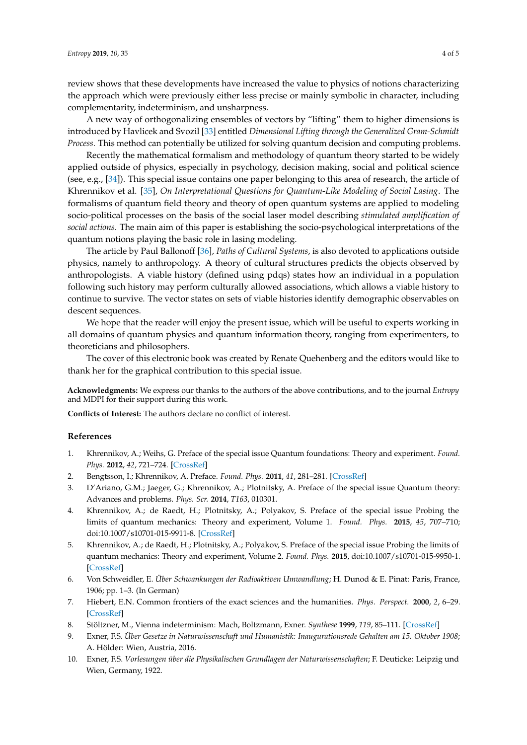review shows that these developments have increased the value to physics of notions characterizing the approach which were previously either less precise or mainly symbolic in character, including complementarity, indeterminism, and unsharpness.

A new way of orthogonalizing ensembles of vectors by "lifting" them to higher dimensions is introduced by Havlicek and Svozil [33] entitled *Dimensional Lifting through the Generalized Gram-Schmidt Process*. This method can potentially be utilized for solving quantum decision and computing problems.

Recently the mathematical formalism and methodology of quantum theory started to be widely applied outside of physics, especially in psychology, decision making, social and political science (see, e.g., [34]). This special issue contains one paper belonging to this area of research, the article of Khrennikov et al. [35], *On Interpretational Questions for Quantum-Like Modeling of Social Lasing*. The formalisms of quantum field theory and theory of open quantum systems are applied to modeling socio-political processes on the basis of the social laser model describing *stimulated amplification of social actions*. The main aim of this paper is establishing the socio-psychological interpretations of the quantum notions playing the basic role in lasing modeling.

The article by Paul Ballonoff [36], *Paths of Cultural Systems*, is also devoted to applications outside physics, namely to anthropology. A theory of cultural structures predicts the objects observed by anthropologists. A viable history (defined using pdqs) states how an individual in a population following such history may perform culturally allowed associations, which allows a viable history to continue to survive. The vector states on sets of viable histories identify demographic observables on descent sequences.

We hope that the reader will enjoy the present issue, which will be useful to experts working in all domains of quantum physics and quantum information theory, ranging from experimenters, to theoreticians and philosophers.

The cover of this electronic book was created by Renate Quehenberg and the editors would like to thank her for the graphical contribution to this special issue.

**Acknowledgments:** We express our thanks to the authors of the above contributions, and to the journal *Entropy* and MDPI for their support during this work.

**Conflicts of Interest:** The authors declare no conflict of interest.

## References

1. Khrennikov, A.; Weihs, G. Preface of the special issue Quantum foundations: Theory and experiment. *Found. Phys.* **2012**, *42*, 721–724. [CrossRef]
2. Bengtsson, I.; Khrennikov, A. Preface. *Found. Phys.* **2011**, *41*, 281–281. [CrossRef]
3. D'Ariano, G.M.; Jaeger, G.; Khrennikov, A.; Plotnitsky, A. Preface of the special issue Quantum theory: Advances and problems. *Phys. Scr.* **2014**, *T163*, 010301.
4. Khrennikov, A.; de Raedt, H.; Plotnitsky, A.; Polyakov, S. Preface of the special issue Probing the limits of quantum mechanics: Theory and experiment, Volume 1. *Found. Phys.* **2015**, *45*, 707–710; doi:10.1007/s10701-015-9911-8. [CrossRef]
5. Khrennikov, A.; de Raedt, H.; Plotnitsky, A.; Polyakov, S. Preface of the special issue Probing the limits of quantum mechanics: Theory and experiment, Volume 2. *Found. Phys.* **2015**, doi:10.1007/s10701-015-9950-1. [CrossRef]
6. Von Schweidler, E. *Über Schwankungen der Radioaktiven Umwandlung*; H. Dunod & E. Pinat: Paris, France, 1906; pp. 1–3. (In German)
7. Hiebert, E.N. Common frontiers of the exact sciences and the humanities. *Phys. Perspect.* **2000**, *2*, 6–29. [CrossRef]
8. Stöltzner, M., Vienna indeterminism: Mach, Boltzmann, Exner. *Synthese* **1999**, *119*, 85–111. [CrossRef]
9. Exner, F.S. *Über Gesetze in Naturwissenschaft und Humanistik: Inaugurationsrede Gehalten am 15. Oktober 1908*; A. Hölder: Wien, Austria, 2016.
10. Exner, F.S. *Vorlesungen über die Physikalischen Grundlagen der Naturwissenschaften*; F. Deuticke: Leipzig und Wien, Germany, 1922.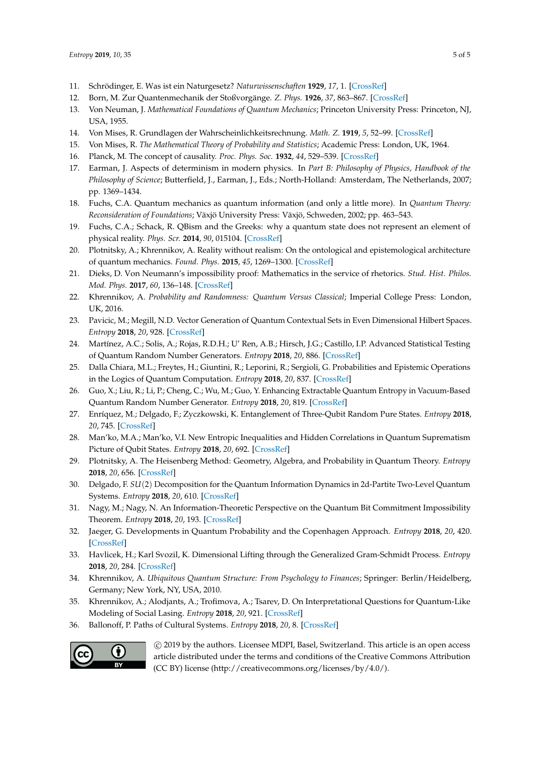11. Schrödinger, E. Was ist ein Naturgesetz? *Naturwissenschaften* **1929**, *17*, 1. [CrossRef]
12. Born, M. Zur Quantenmechanik der Stoßvorgänge. *Z. Phys.* **1926**, *37*, 863–867. [CrossRef]
13. Von Neuman, J. *Mathematical Foundations of Quantum Mechanics*; Princeton University Press: Princeton, NJ, USA, 1955.
14. Von Mises, R. Grundlagen der Wahrscheinlichkeitsrechnung. *Math. Z.* **1919**, *5*, 52–99. [CrossRef]
15. Von Mises, R. *The Mathematical Theory of Probability and Statistics*; Academic Press: London, UK, 1964.
16. Planck, M. The concept of causality. *Proc. Phys. Soc.* **1932**, *44*, 529–539. [CrossRef]
17. Earman, J. Aspects of determinism in modern physics. In *Part B: Philosophy of Physics, Handbook of the Philosophy of Science*; Butterfield, J., Earman, J., Eds.; North-Holland: Amsterdam, The Netherlands, 2007; pp. 1369–1434.
18. Fuchs, C.A. Quantum mechanics as quantum information (and only a little more). In *Quantum Theory: Reconsideration of Foundations*; Växjö University Press: Växjö, Schweden, 2002; pp. 463–543.
19. Fuchs, C.A.; Schack, R. QBism and the Greeks: why a quantum state does not represent an element of physical reality. *Phys. Scr.* **2014**, *90*, 015104. [CrossRef]
20. Plotnitsky, A.; Khrennikov, A. Reality without realism: On the ontological and epistemological architecture of quantum mechanics. *Found. Phys.* **2015**, *45*, 1269–1300. [CrossRef]
21. Dieks, D. Von Neumann's impossibility proof: Mathematics in the service of rhetorics. *Stud. Hist. Philos. Mod. Phys.* **2017**, *60*, 136–148. [CrossRef]
22. Khrennikov, A. *Probability and Randomness: Quantum Versus Classical*; Imperial College Press: London, UK, 2016.
23. Pavicic, M.; Megill, N.D. Vector Generation of Quantum Contextual Sets in Even Dimensional Hilbert Spaces. *Entropy* **2018**, *20*, 928. [CrossRef]
24. Martínez, A.C.; Solis, A.; Rojas, R.D.H.; U' Ren, A.B.; Hirsch, J.G.; Castillo, I.P. Advanced Statistical Testing of Quantum Random Number Generators. *Entropy* **2018**, *20*, 886. [CrossRef]
25. Dalla Chiara, M.L.; Freytes, H.; Giuntini, R.; Leporini, R.; Sergioli, G. Probabilities and Epistemic Operations in the Logics of Quantum Computation. *Entropy* **2018**, *20*, 837. [CrossRef]
26. Guo, X.; Liu, R.; Li, P.; Cheng, C.; Wu, M.; Guo, Y. Enhancing Extractable Quantum Entropy in Vacuum-Based Quantum Random Number Generator. *Entropy* **2018**, *20*, 819. [CrossRef]
27. Enríquez, M.; Delgado, F.; Zyczkowski, K. Entanglement of Three-Qubit Random Pure States. *Entropy* **2018**, *20*, 745. [CrossRef]
28. Man'ko, M.A.; Man'ko, V.I. New Entropic Inequalities and Hidden Correlations in Quantum Suprematism Picture of Qubit States. *Entropy* **2018**, *20*, 692. [CrossRef]
29. Plotnitsky, A. The Heisenberg Method: Geometry, Algebra, and Probability in Quantum Theory. *Entropy* **2018**, *20*, 656. [CrossRef]
30. Delgado, F. *SU*(2) Decomposition for the Quantum Information Dynamics in 2d-Partite Two-Level Quantum Systems. *Entropy* **2018**, *20*, 610. [CrossRef]
31. Nagy, M.; Nagy, N. An Information-Theoretic Perspective on the Quantum Bit Commitment Impossibility Theorem. *Entropy* **2018**, *20*, 193. [CrossRef]
32. Jaeger, G. Developments in Quantum Probability and the Copenhagen Approach. *Entropy* **2018**, *20*, 420. [CrossRef]
33. Havlicek, H.; Karl Svozil, K. Dimensional Lifting through the Generalized Gram-Schmidt Process. *Entropy* **2018**, *20*, 284. [CrossRef]
34. Khrennikov, A. *Ubiquitous Quantum Structure: From Psychology to Finances*; Springer: Berlin/Heidelberg, Germany; New York, NY, USA, 2010.
35. Khrennikov, A.; Alodjants, A.; Trofimova, A.; Tsarev, D. On Interpretational Questions for Quantum-Like Modeling of Social Lasing. *Entropy* **2018**, *20*, 921. [CrossRef]
36. Ballonoff, P. Paths of Cultural Systems. *Entropy* **2018**, *20*, 8. [CrossRef]

© 2019 by the authors. Licensee MDPI, Basel, Switzerland. This article is an open access article distributed under the terms and conditions of the Creative Commons Attribution (CC BY) license (http://creativecommons.org/licenses/by/4.0/).